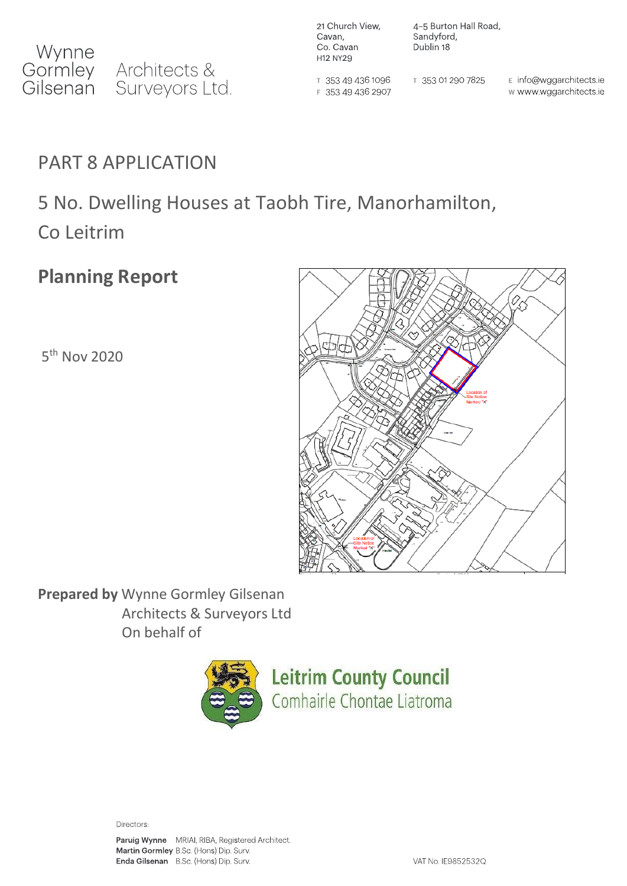Wynne Gormley Gilsenan Architects & Surveyors Ltd.

21 Church View,
Cavan,
Co. Cavan
H12 NY29

T 353 49 436 1096
F 353 49 436 2907

4-5 Burton Hall Road,
Sandyford,
Dublin 18

T 353 01 290 7825

E info@wggarchitects.ie
W www.wggarchitects.ie

# PART 8 APPLICATION

## 5 No. Dwelling Houses at Taobh Tire, Manorhamilton, Co Leitrim

## Planning Report

5th Nov 2020

Location of Site Notice Marked "X"

Location of Site Notice Marked "X"

**Prepared by** Wynne Gormley Gilsenan Architects & Surveyors Ltd
On behalf of

Leitrim County Council
Comhairle Chontae Liatroma

Directors:

**Paruig Wynne** MRIAI, RIBA, Registered Architect.
**Martin Gormley** B.Sc. (Hons) Dip. Surv.
**Enda Gilsenan** B.Sc. (Hons) Dip. Surv.

VAT No. IE9852532Q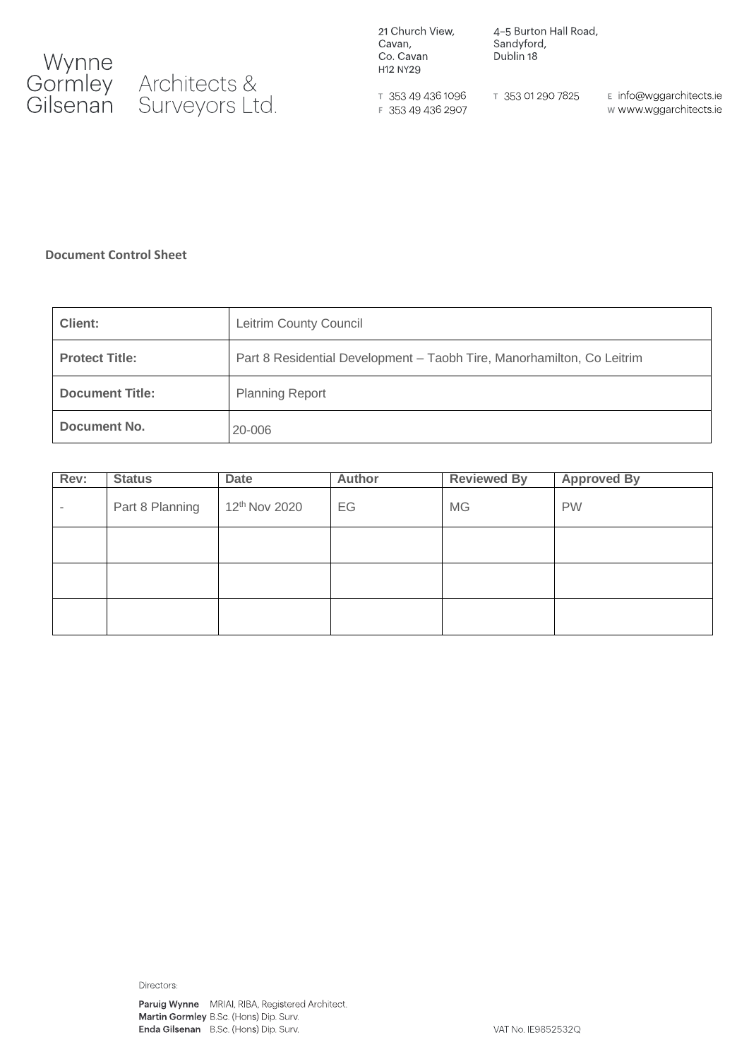Wynne Gormley Gilsenan Architects & Surveyors Ltd.

21 Church View, Cavan, Co. Cavan H12 NY29

T 353 49 436 1096
F 353 49 436 2907

4–5 Burton Hall Road, Sandyford, Dublin 18

T 353 01 290 7825

E info@wggarchitects.ie
W www.wggarchitects.ie

**Document Control Sheet**

| **Client:** | Leitrim County Council |
|---|---|
| **Protect Title:** | Part 8 Residential Development – Taobh Tire, Manorhamilton, Co Leitrim |
| **Document Title:** | Planning Report |
| **Document No.** | 20-006 |

| Rev: | Status | Date | Author | Reviewed By | Approved By |
|---|---|---|---|---|---|
| - | Part 8 Planning | 12th Nov 2020 | EG | MG | PW |
| | | | | | |
| | | | | | |
| | | | | | |

Directors:
**Paruig Wynne** MRIAI, RIBA, Registered Architect.
**Martin Gormley** B.Sc. (Hons) Dip. Surv.
**Enda Gilsenan** B.Sc. (Hons) Dip. Surv.

VAT No. IE9852532Q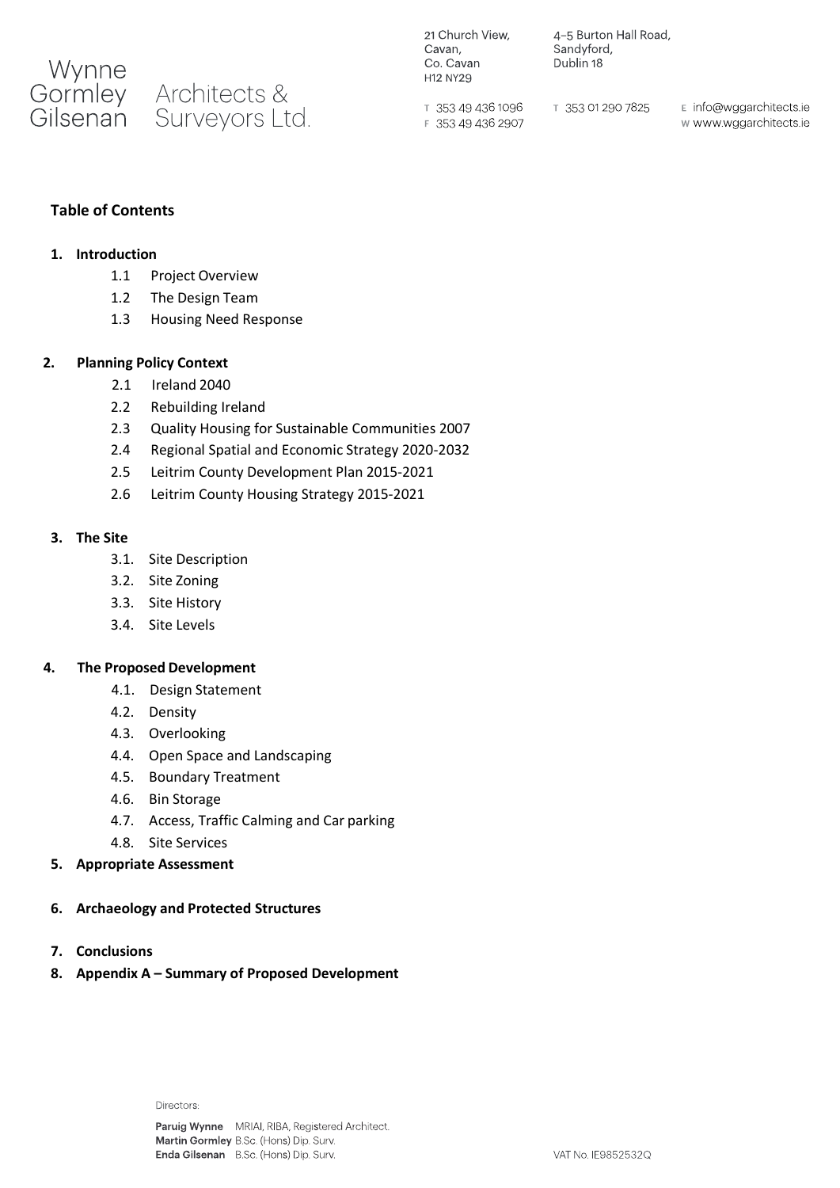## Table of Contents

1. **Introduction**
    - 1.1 Project Overview
    - 1.2 The Design Team
    - 1.3 Housing Need Response

2. **Planning Policy Context**
    - 2.1 Ireland 2040
    - 2.2 Rebuilding Ireland
    - 2.3 Quality Housing for Sustainable Communities 2007
    - 2.4 Regional Spatial and Economic Strategy 2020-2032
    - 2.5 Leitrim County Development Plan 2015-2021
    - 2.6 Leitrim County Housing Strategy 2015-2021

3. **The Site**
    - 3.1. Site Description
    - 3.2. Site Zoning
    - 3.3. Site History
    - 3.4. Site Levels

4. **The Proposed Development**
    - 4.1. Design Statement
    - 4.2. Density
    - 4.3. Overlooking
    - 4.4. Open Space and Landscaping
    - 4.5. Boundary Treatment
    - 4.6. Bin Storage
    - 4.7. Access, Traffic Calming and Car parking
    - 4.8. Site Services

5. **Appropriate Assessment**

6. **Archaeology and Protected Structures**

7. **Conclusions**

8. **Appendix A – Summary of Proposed Development**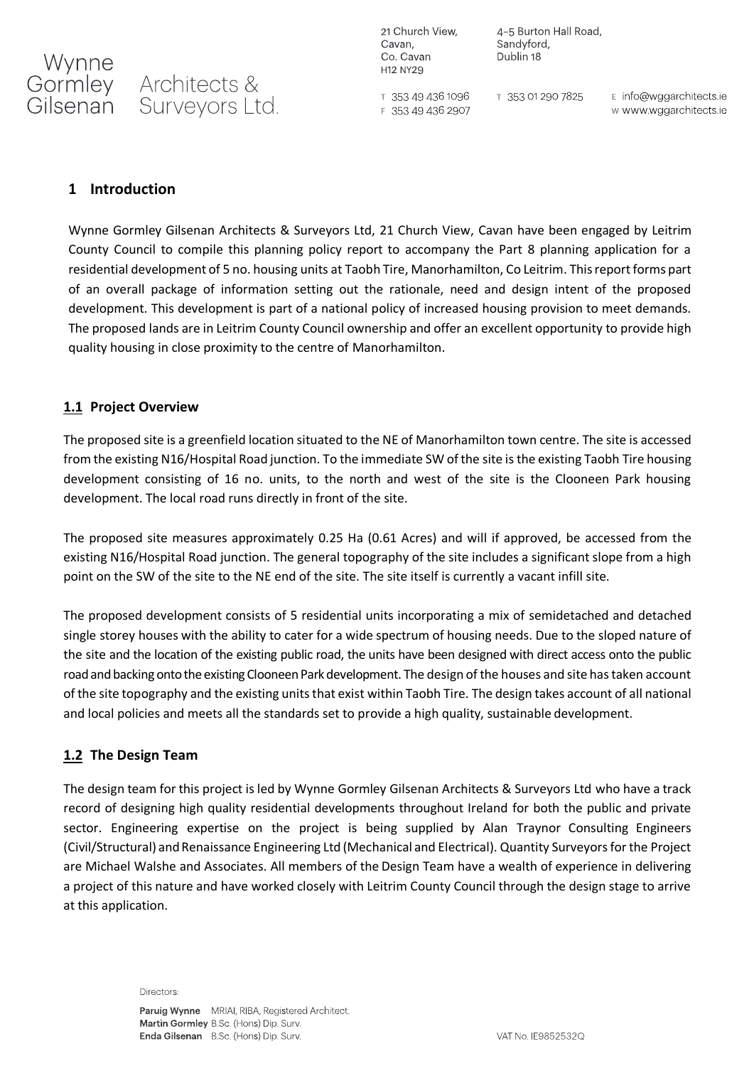## 1 Introduction

Wynne Gormley Gilsenan Architects & Surveyors Ltd, 21 Church View, Cavan have been engaged by Leitrim County Council to compile this planning policy report to accompany the Part 8 planning application for a residential development of 5 no. housing units at Taobh Tire, Manorhamilton, Co Leitrim. This report forms part of an overall package of information setting out the rationale, need and design intent of the proposed development. This development is part of a national policy of increased housing provision to meet demands. The proposed lands are in Leitrim County Council ownership and offer an excellent opportunity to provide high quality housing in close proximity to the centre of Manorhamilton.

### 1.1 Project Overview

The proposed site is a greenfield location situated to the NE of Manorhamilton town centre. The site is accessed from the existing N16/Hospital Road junction. To the immediate SW of the site is the existing Taobh Tire housing development consisting of 16 no. units, to the north and west of the site is the Clooneen Park housing development. The local road runs directly in front of the site.

The proposed site measures approximately 0.25 Ha (0.61 Acres) and will if approved, be accessed from the existing N16/Hospital Road junction. The general topography of the site includes a significant slope from a high point on the SW of the site to the NE end of the site. The site itself is currently a vacant infill site.

The proposed development consists of 5 residential units incorporating a mix of semidetached and detached single storey houses with the ability to cater for a wide spectrum of housing needs. Due to the sloped nature of the site and the location of the existing public road, the units have been designed with direct access onto the public road and backing onto the existing Clooneen Park development. The design of the houses and site has taken account of the site topography and the existing units that exist within Taobh Tire. The design takes account of all national and local policies and meets all the standards set to provide a high quality, sustainable development.

### 1.2 The Design Team

The design team for this project is led by Wynne Gormley Gilsenan Architects & Surveyors Ltd who have a track record of designing high quality residential developments throughout Ireland for both the public and private sector. Engineering expertise on the project is being supplied by Alan Traynor Consulting Engineers (Civil/Structural) and Renaissance Engineering Ltd (Mechanical and Electrical). Quantity Surveyors for the Project are Michael Walshe and Associates. All members of the Design Team have a wealth of experience in delivering a project of this nature and have worked closely with Leitrim County Council through the design stage to arrive at this application.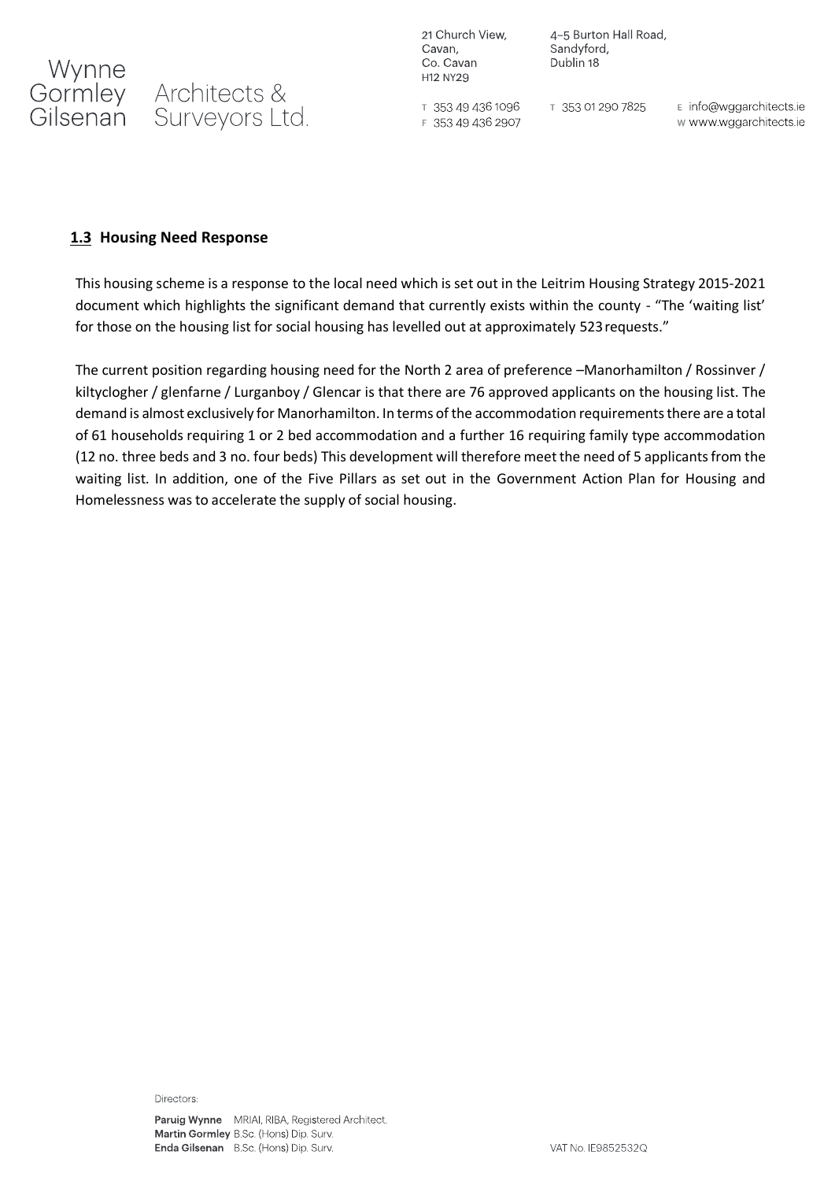## **1.3** Housing Need Response

This housing scheme is a response to the local need which is set out in the Leitrim Housing Strategy 2015-2021 document which highlights the significant demand that currently exists within the county - "The 'waiting list' for those on the housing list for social housing has levelled out at approximately 523 requests."

The current position regarding housing need for the North 2 area of preference –Manorhamilton / Rossinver / kiltyclogher / glenfarne / Lurganboy / Glencar is that there are 76 approved applicants on the housing list. The demand is almost exclusively for Manorhamilton. In terms of the accommodation requirements there are a total of 61 households requiring 1 or 2 bed accommodation and a further 16 requiring family type accommodation (12 no. three beds and 3 no. four beds) This development will therefore meet the need of 5 applicants from the waiting list. In addition, one of the Five Pillars as set out in the Government Action Plan for Housing and Homelessness was to accelerate the supply of social housing.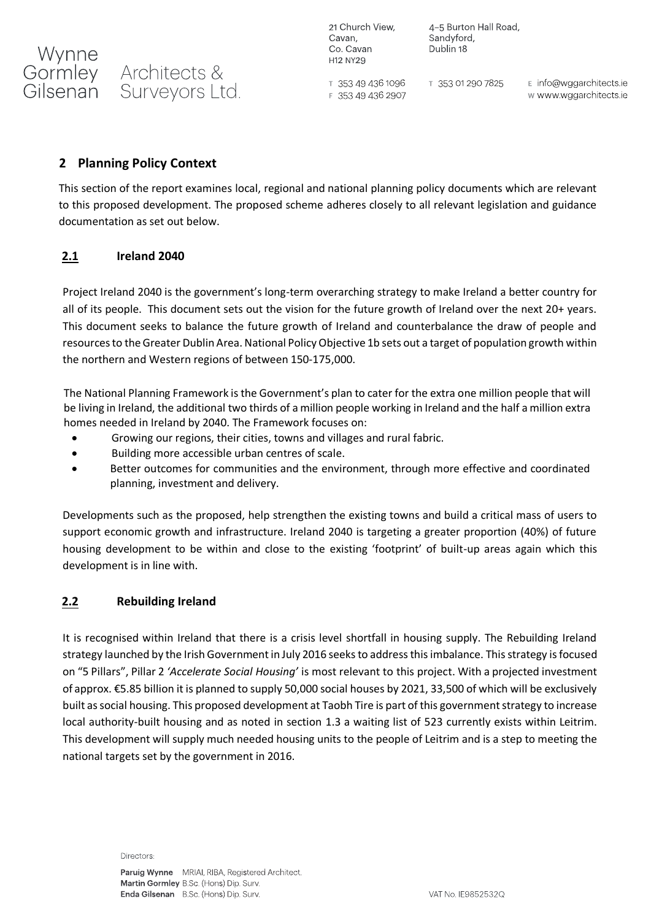## 2 Planning Policy Context

This section of the report examines local, regional and national planning policy documents which are relevant to this proposed development. The proposed scheme adheres closely to all relevant legislation and guidance documentation as set out below.

### 2.1 Ireland 2040

Project Ireland 2040 is the government's long-term overarching strategy to make Ireland a better country for all of its people. This document sets out the vision for the future growth of Ireland over the next 20+ years. This document seeks to balance the future growth of Ireland and counterbalance the draw of people and resources to the Greater Dublin Area. National Policy Objective 1b sets out a target of population growth within the northern and Western regions of between 150-175,000.

The National Planning Framework is the Government's plan to cater for the extra one million people that will be living in Ireland, the additional two thirds of a million people working in Ireland and the half a million extra homes needed in Ireland by 2040. The Framework focuses on:

- Growing our regions, their cities, towns and villages and rural fabric.
- Building more accessible urban centres of scale.
- Better outcomes for communities and the environment, through more effective and coordinated planning, investment and delivery.

Developments such as the proposed, help strengthen the existing towns and build a critical mass of users to support economic growth and infrastructure. Ireland 2040 is targeting a greater proportion (40%) of future housing development to be within and close to the existing 'footprint' of built-up areas again which this development is in line with.

### 2.2 Rebuilding Ireland

It is recognised within Ireland that there is a crisis level shortfall in housing supply. The Rebuilding Ireland strategy launched by the Irish Government in July 2016 seeks to address this imbalance. This strategy is focused on "5 Pillars", Pillar 2 *'Accelerate Social Housing'* is most relevant to this project. With a projected investment of approx. €5.85 billion it is planned to supply 50,000 social houses by 2021, 33,500 of which will be exclusively built as social housing. This proposed development at Taobh Tire is part of this government strategy to increase local authority-built housing and as noted in section 1.3 a waiting list of 523 currently exists within Leitrim. This development will supply much needed housing units to the people of Leitrim and is a step to meeting the national targets set by the government in 2016.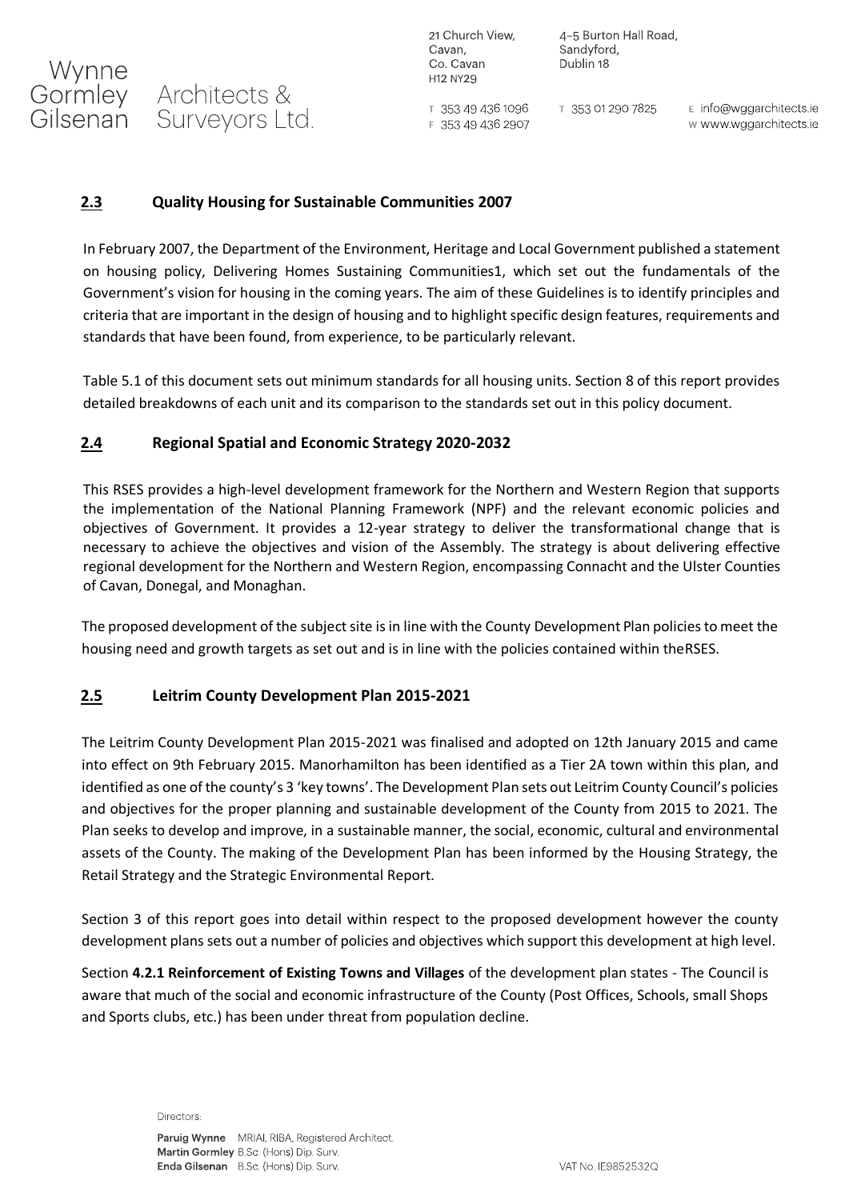## 2.3 Quality Housing for Sustainable Communities 2007

In February 2007, the Department of the Environment, Heritage and Local Government published a statement on housing policy, Delivering Homes Sustaining Communities1, which set out the fundamentals of the Government's vision for housing in the coming years. The aim of these Guidelines is to identify principles and criteria that are important in the design of housing and to highlight specific design features, requirements and standards that have been found, from experience, to be particularly relevant.

Table 5.1 of this document sets out minimum standards for all housing units. Section 8 of this report provides detailed breakdowns of each unit and its comparison to the standards set out in this policy document.

## 2.4 Regional Spatial and Economic Strategy 2020-2032

This RSES provides a high-level development framework for the Northern and Western Region that supports the implementation of the National Planning Framework (NPF) and the relevant economic policies and objectives of Government. It provides a 12-year strategy to deliver the transformational change that is necessary to achieve the objectives and vision of the Assembly. The strategy is about delivering effective regional development for the Northern and Western Region, encompassing Connacht and the Ulster Counties of Cavan, Donegal, and Monaghan.

The proposed development of the subject site is in line with the County Development Plan policies to meet the housing need and growth targets as set out and is in line with the policies contained within theRSES.

## 2.5 Leitrim County Development Plan 2015-2021

The Leitrim County Development Plan 2015-2021 was finalised and adopted on 12th January 2015 and came into effect on 9th February 2015. Manorhamilton has been identified as a Tier 2A town within this plan, and identified as one of the county's 3 'key towns'. The Development Plan sets out Leitrim County Council's policies and objectives for the proper planning and sustainable development of the County from 2015 to 2021. The Plan seeks to develop and improve, in a sustainable manner, the social, economic, cultural and environmental assets of the County. The making of the Development Plan has been informed by the Housing Strategy, the Retail Strategy and the Strategic Environmental Report.

Section 3 of this report goes into detail within respect to the proposed development however the county development plans sets out a number of policies and objectives which support this development at high level.

Section **4.2.1 Reinforcement of Existing Towns and Villages** of the development plan states - The Council is aware that much of the social and economic infrastructure of the County (Post Offices, Schools, small Shops and Sports clubs, etc.) has been under threat from population decline.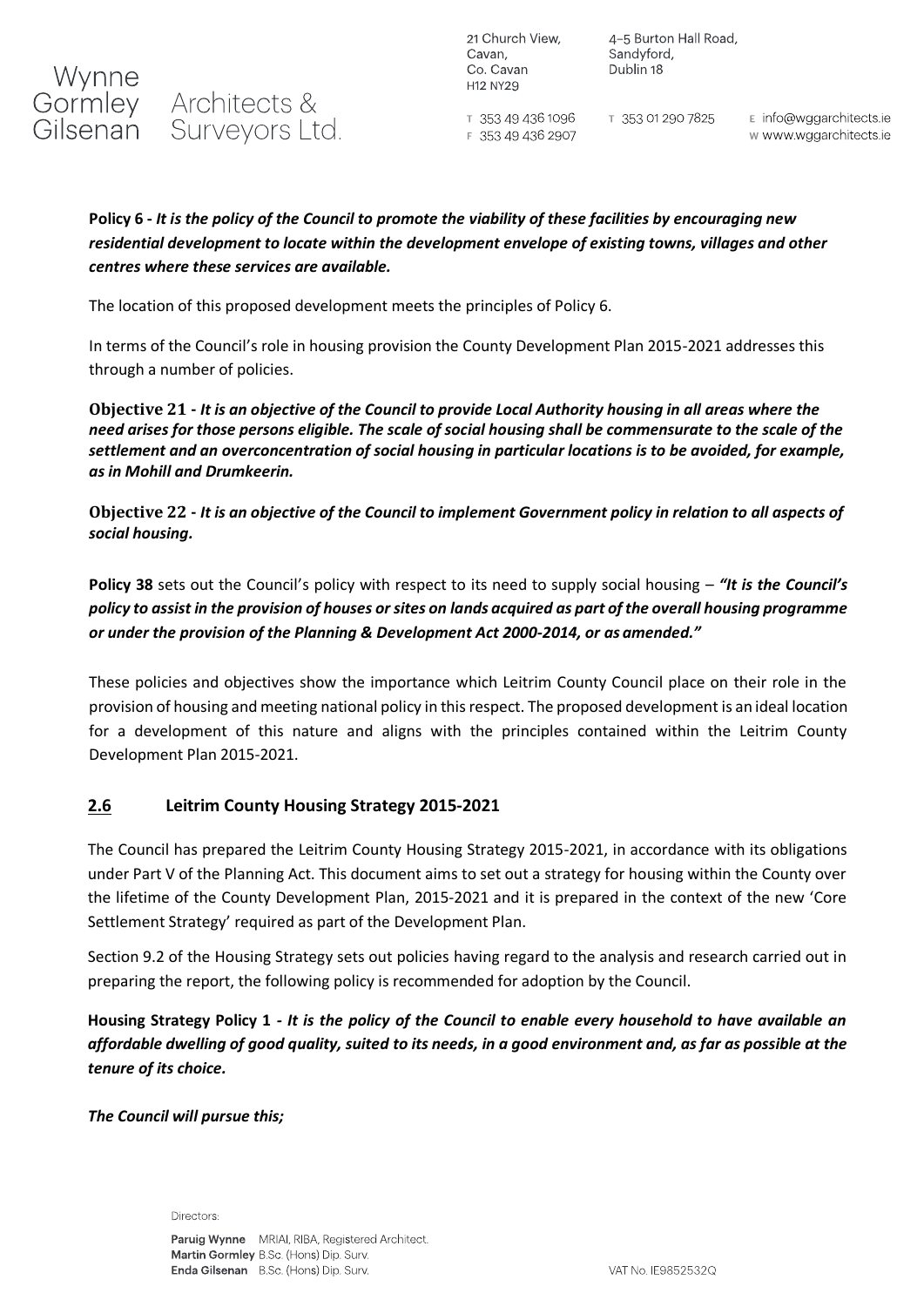**Policy 6 -** ***It is the policy of the Council to promote the viability of these facilities by encouraging new residential development to locate within the development envelope of existing towns, villages and other centres where these services are available.***

The location of this proposed development meets the principles of Policy 6.

In terms of the Council's role in housing provision the County Development Plan 2015-2021 addresses this through a number of policies.

**Objective 21 -** ***It is an objective of the Council to provide Local Authority housing in all areas where the need arises for those persons eligible. The scale of social housing shall be commensurate to the scale of the settlement and an overconcentration of social housing in particular locations is to be avoided, for example, as in Mohill and Drumkeerin.***

**Objective 22 -** ***It is an objective of the Council to implement Government policy in relation to all aspects of social housing.***

**Policy 38** sets out the Council's policy with respect to its need to supply social housing – ***"It is the Council's policy to assist in the provision of houses or sites on lands acquired as part of the overall housing programme or under the provision of the Planning & Development Act 2000-2014, or as amended."***

These policies and objectives show the importance which Leitrim County Council place on their role in the provision of housing and meeting national policy in this respect. The proposed development is an ideal location for a development of this nature and aligns with the principles contained within the Leitrim County Development Plan 2015-2021.

## 2.6 Leitrim County Housing Strategy 2015-2021

The Council has prepared the Leitrim County Housing Strategy 2015-2021, in accordance with its obligations under Part V of the Planning Act. This document aims to set out a strategy for housing within the County over the lifetime of the County Development Plan, 2015-2021 and it is prepared in the context of the new 'Core Settlement Strategy' required as part of the Development Plan.

Section 9.2 of the Housing Strategy sets out policies having regard to the analysis and research carried out in preparing the report, the following policy is recommended for adoption by the Council.

**Housing Strategy Policy 1 -** ***It is the policy of the Council to enable every household to have available an affordable dwelling of good quality, suited to its needs, in a good environment and, as far as possible at the tenure of its choice.***

***The Council will pursue this;***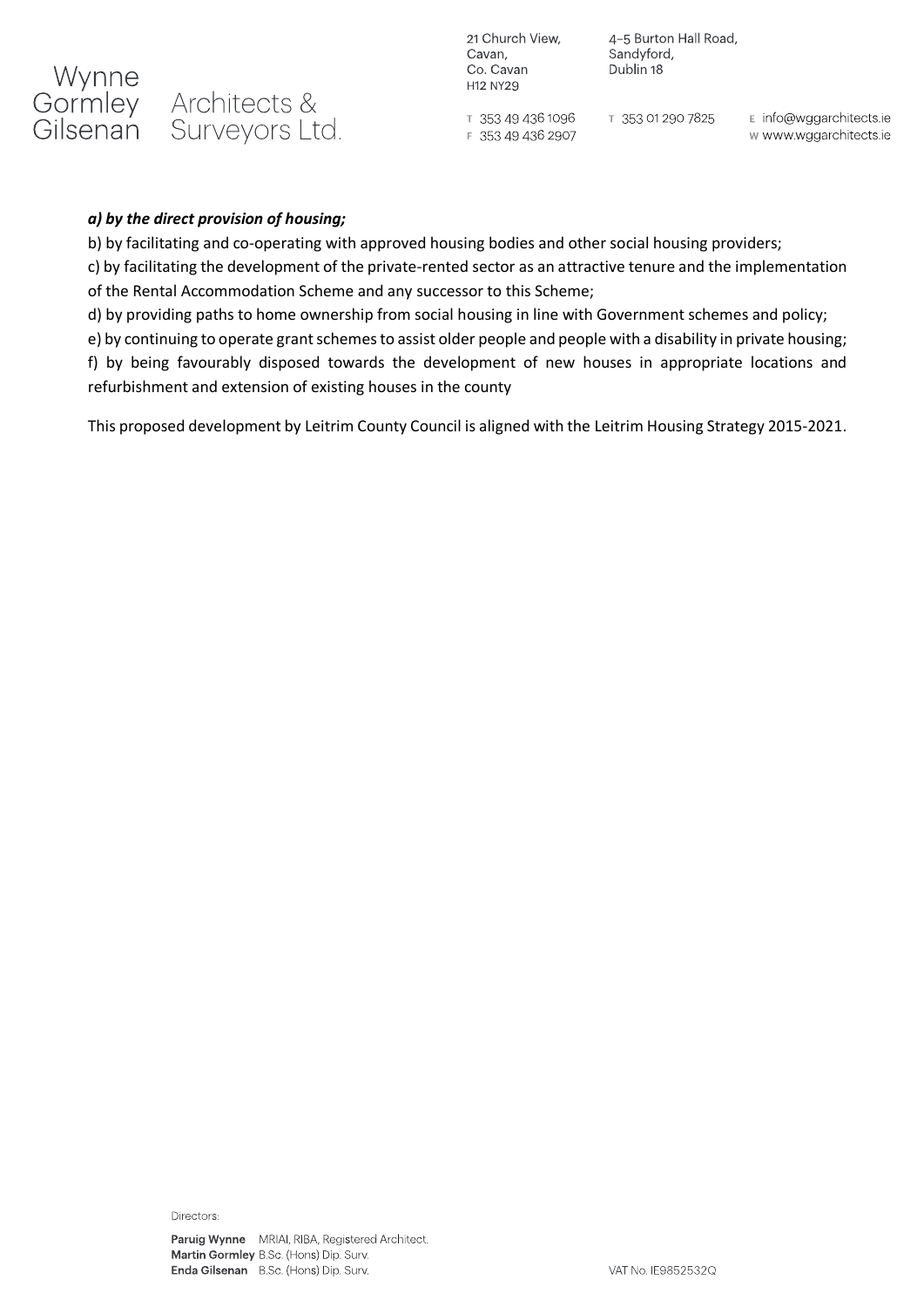***a) by the direct provision of housing;***

b) by facilitating and co-operating with approved housing bodies and other social housing providers;

c) by facilitating the development of the private-rented sector as an attractive tenure and the implementation of the Rental Accommodation Scheme and any successor to this Scheme;

d) by providing paths to home ownership from social housing in line with Government schemes and policy;

e) by continuing to operate grant schemes to assist older people and people with a disability in private housing;

f) by being favourably disposed towards the development of new houses in appropriate locations and refurbishment and extension of existing houses in the county

This proposed development by Leitrim County Council is aligned with the Leitrim Housing Strategy 2015-2021.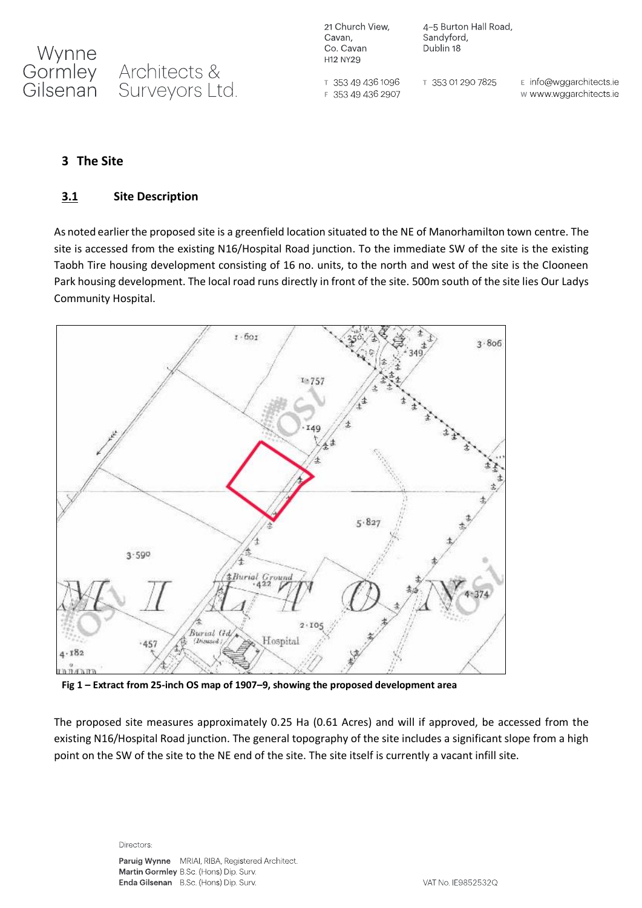## 3 The Site

### 3.1 Site Description

As noted earlier the proposed site is a greenfield location situated to the NE of Manorhamilton town centre. The site is accessed from the existing N16/Hospital Road junction. To the immediate SW of the site is the existing Taobh Tire housing development consisting of 16 no. units, to the north and west of the site is the Clooneen Park housing development. The local road runs directly in front of the site. 500m south of the site lies Our Ladys Community Hospital.

**Fig 1 – Extract from 25-inch OS map of 1907–9, showing the proposed development area**

The proposed site measures approximately 0.25 Ha (0.61 Acres) and will if approved, be accessed from the existing N16/Hospital Road junction. The general topography of the site includes a significant slope from a high point on the SW of the site to the NE end of the site. The site itself is currently a vacant infill site.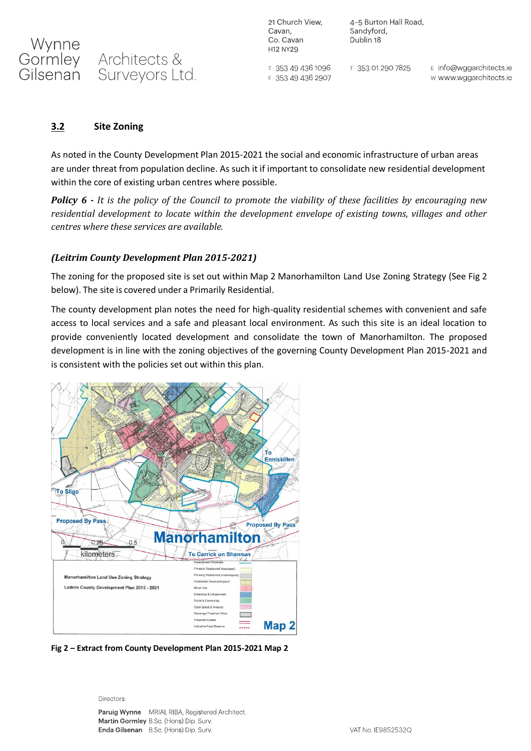## 3.2 Site Zoning

As noted in the County Development Plan 2015-2021 the social and economic infrastructure of urban areas are under threat from population decline. As such it if important to consolidate new residential development within the core of existing urban centres where possible.

***Policy 6 -*** *It is the policy of the Council to promote the viability of these facilities by encouraging new residential development to locate within the development envelope of existing towns, villages and other centres where these services are available.*

***(Leitrim County Development Plan 2015-2021)***

The zoning for the proposed site is set out within Map 2 Manorhamilton Land Use Zoning Strategy (See Fig 2 below). The site is covered under a Primarily Residential.

The county development plan notes the need for high-quality residential schemes with convenient and safe access to local services and a safe and pleasant local environment. As such this site is an ideal location to provide conveniently located development and consolidate the town of Manorhamilton. The proposed development is in line with the zoning objectives of the governing County Development Plan 2015-2021 and is consistent with the policies set out within this plan.

**Fig 2 – Extract from County Development Plan 2015-2021 Map 2**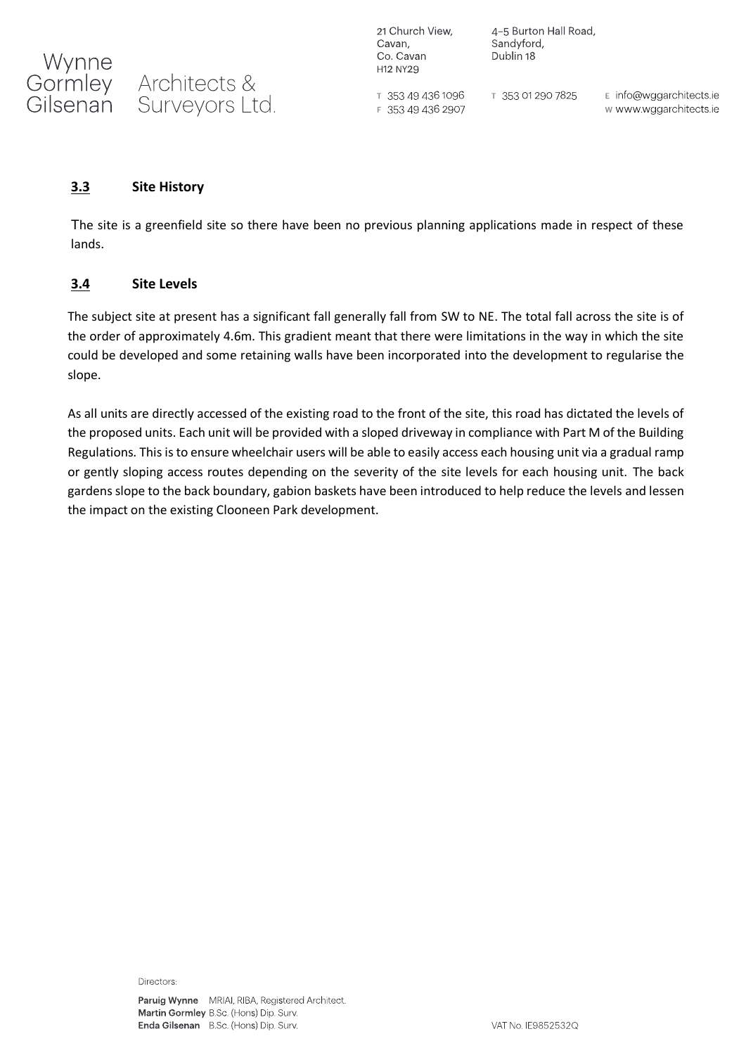### 3.3 Site History

The site is a greenfield site so there have been no previous planning applications made in respect of these lands.

### 3.4 Site Levels

The subject site at present has a significant fall generally fall from SW to NE. The total fall across the site is of the order of approximately 4.6m. This gradient meant that there were limitations in the way in which the site could be developed and some retaining walls have been incorporated into the development to regularise the slope.

As all units are directly accessed of the existing road to the front of the site, this road has dictated the levels of the proposed units. Each unit will be provided with a sloped driveway in compliance with Part M of the Building Regulations. This is to ensure wheelchair users will be able to easily access each housing unit via a gradual ramp or gently sloping access routes depending on the severity of the site levels for each housing unit. The back gardens slope to the back boundary, gabion baskets have been introduced to help reduce the levels and lessen the impact on the existing Clooneen Park development.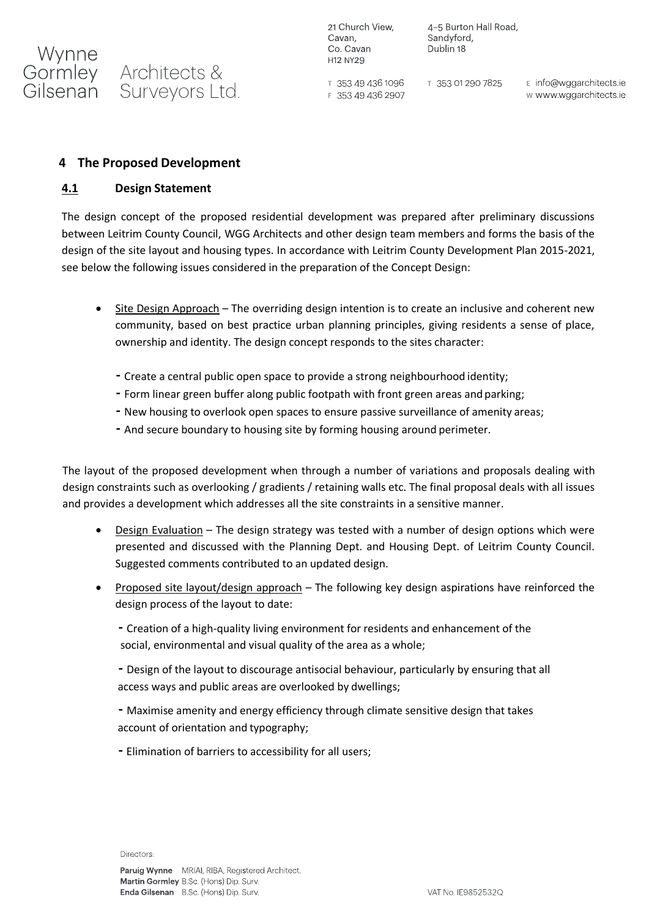## 4 The Proposed Development

### 4.1 Design Statement

The design concept of the proposed residential development was prepared after preliminary discussions between Leitrim County Council, WGG Architects and other design team members and forms the basis of the design of the site layout and housing types. In accordance with Leitrim County Development Plan 2015-2021, see below the following issues considered in the preparation of the Concept Design:

- Site Design Approach – The overriding design intention is to create an inclusive and coherent new community, based on best practice urban planning principles, giving residents a sense of place, ownership and identity. The design concept responds to the sites character:
  - Create a central public open space to provide a strong neighbourhood identity;
  - Form linear green buffer along public footpath with front green areas and parking;
  - New housing to overlook open spaces to ensure passive surveillance of amenity areas;
  - And secure boundary to housing site by forming housing around perimeter.

The layout of the proposed development when through a number of variations and proposals dealing with design constraints such as overlooking / gradients / retaining walls etc. The final proposal deals with all issues and provides a development which addresses all the site constraints in a sensitive manner.

- Design Evaluation – The design strategy was tested with a number of design options which were presented and discussed with the Planning Dept. and Housing Dept. of Leitrim County Council. Suggested comments contributed to an updated design.
- Proposed site layout/design approach – The following key design aspirations have reinforced the design process of the layout to date:
  - Creation of a high-quality living environment for residents and enhancement of the social, environmental and visual quality of the area as a whole;
  - Design of the layout to discourage antisocial behaviour, particularly by ensuring that all access ways and public areas are overlooked by dwellings;
  - Maximise amenity and energy efficiency through climate sensitive design that takes account of orientation and typography;
  - Elimination of barriers to accessibility for all users;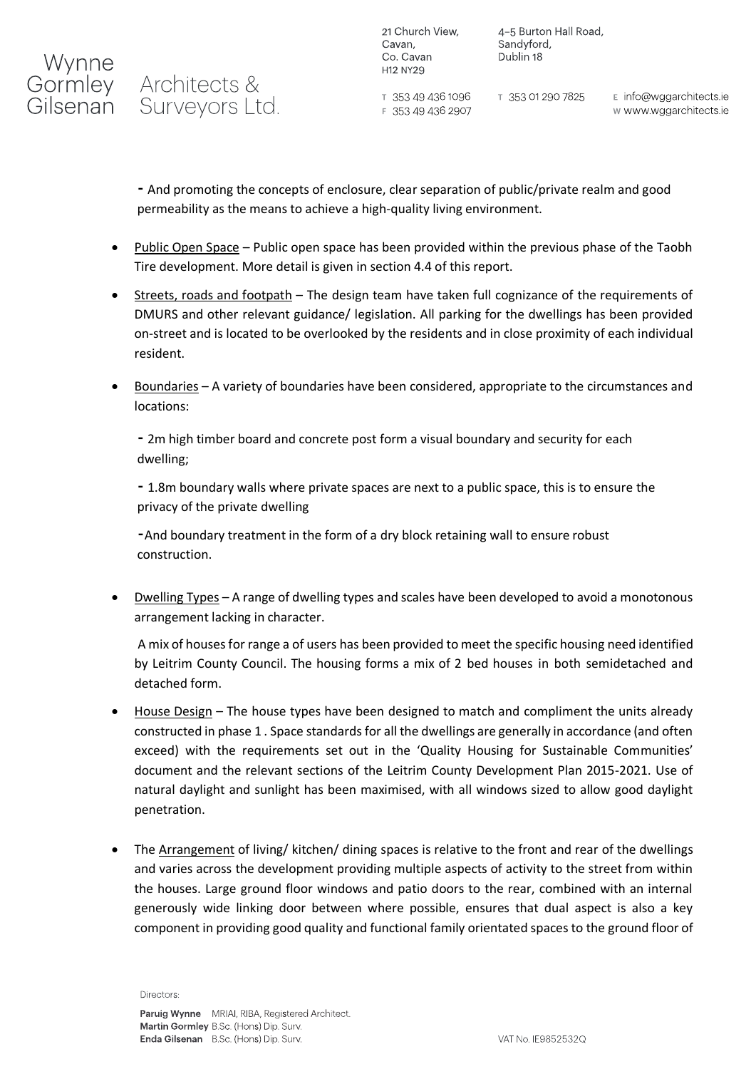- And promoting the concepts of enclosure, clear separation of public/private realm and good permeability as the means to achieve a high-quality living environment.

- Public Open Space – Public open space has been provided within the previous phase of the Taobh Tire development. More detail is given in section 4.4 of this report.

- Streets, roads and footpath – The design team have taken full cognizance of the requirements of DMURS and other relevant guidance/ legislation. All parking for the dwellings has been provided on-street and is located to be overlooked by the residents and in close proximity of each individual resident.

- Boundaries – A variety of boundaries have been considered, appropriate to the circumstances and locations:

  - 2m high timber board and concrete post form a visual boundary and security for each dwelling;

  - 1.8m boundary walls where private spaces are next to a public space, this is to ensure the privacy of the private dwelling

  - And boundary treatment in the form of a dry block retaining wall to ensure robust construction.

- Dwelling Types – A range of dwelling types and scales have been developed to avoid a monotonous arrangement lacking in character.

  A mix of houses for range a of users has been provided to meet the specific housing need identified by Leitrim County Council. The housing forms a mix of 2 bed houses in both semidetached and detached form.

- House Design – The house types have been designed to match and compliment the units already constructed in phase 1 . Space standards for all the dwellings are generally in accordance (and often exceed) with the requirements set out in the 'Quality Housing for Sustainable Communities' document and the relevant sections of the Leitrim County Development Plan 2015-2021. Use of natural daylight and sunlight has been maximised, with all windows sized to allow good daylight penetration.

- The Arrangement of living/ kitchen/ dining spaces is relative to the front and rear of the dwellings and varies across the development providing multiple aspects of activity to the street from within the houses. Large ground floor windows and patio doors to the rear, combined with an internal generously wide linking door between where possible, ensures that dual aspect is also a key component in providing good quality and functional family orientated spaces to the ground floor of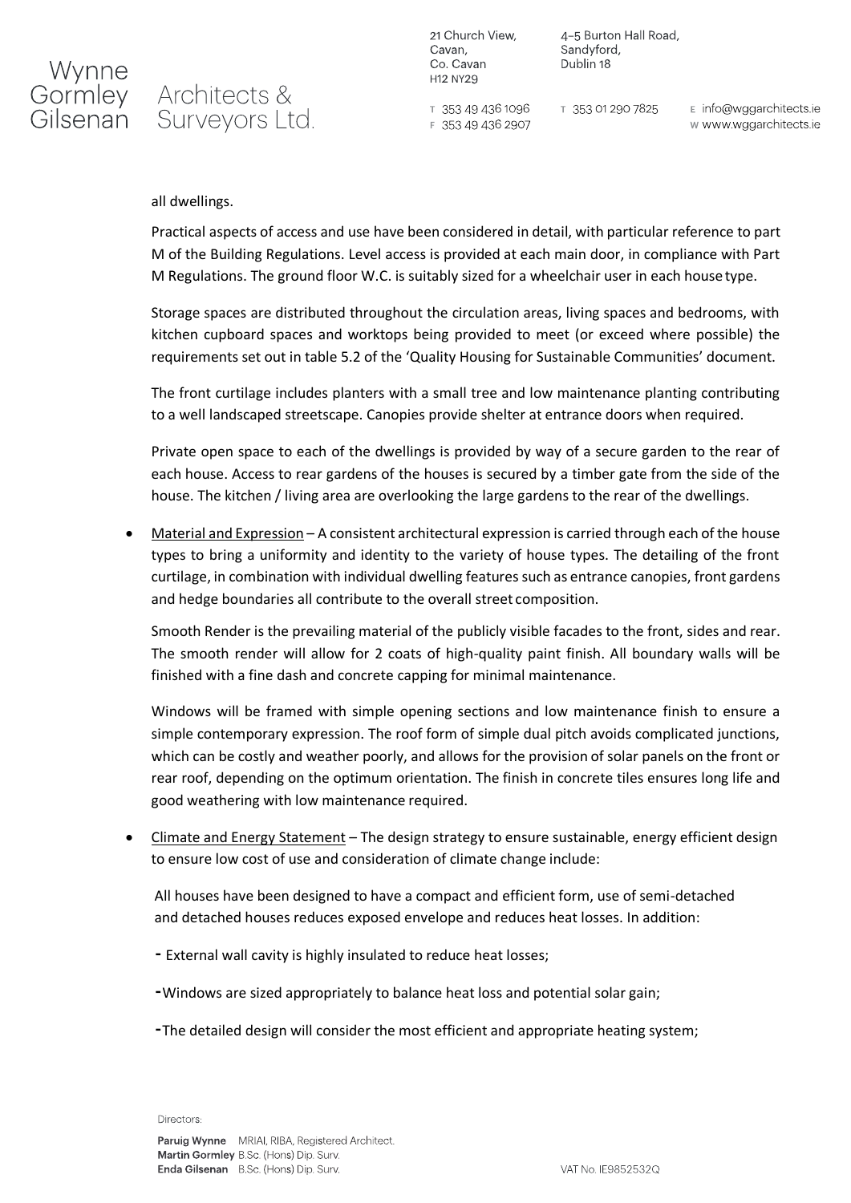all dwellings.

Practical aspects of access and use have been considered in detail, with particular reference to part M of the Building Regulations. Level access is provided at each main door, in compliance with Part M Regulations. The ground floor W.C. is suitably sized for a wheelchair user in each house type.

Storage spaces are distributed throughout the circulation areas, living spaces and bedrooms, with kitchen cupboard spaces and worktops being provided to meet (or exceed where possible) the requirements set out in table 5.2 of the 'Quality Housing for Sustainable Communities' document.

The front curtilage includes planters with a small tree and low maintenance planting contributing to a well landscaped streetscape. Canopies provide shelter at entrance doors when required.

Private open space to each of the dwellings is provided by way of a secure garden to the rear of each house. Access to rear gardens of the houses is secured by a timber gate from the side of the house. The kitchen / living area are overlooking the large gardens to the rear of the dwellings.

- Material and Expression – A consistent architectural expression is carried through each of the house types to bring a uniformity and identity to the variety of house types. The detailing of the front curtilage, in combination with individual dwelling features such as entrance canopies, front gardens and hedge boundaries all contribute to the overall street composition.

  Smooth Render is the prevailing material of the publicly visible facades to the front, sides and rear. The smooth render will allow for 2 coats of high-quality paint finish. All boundary walls will be finished with a fine dash and concrete capping for minimal maintenance.

  Windows will be framed with simple opening sections and low maintenance finish to ensure a simple contemporary expression. The roof form of simple dual pitch avoids complicated junctions, which can be costly and weather poorly, and allows for the provision of solar panels on the front or rear roof, depending on the optimum orientation. The finish in concrete tiles ensures long life and good weathering with low maintenance required.

- Climate and Energy Statement – The design strategy to ensure sustainable, energy efficient design to ensure low cost of use and consideration of climate change include:

  All houses have been designed to have a compact and efficient form, use of semi-detached and detached houses reduces exposed envelope and reduces heat losses. In addition:

  - External wall cavity is highly insulated to reduce heat losses;
  - Windows are sized appropriately to balance heat loss and potential solar gain;
  - The detailed design will consider the most efficient and appropriate heating system;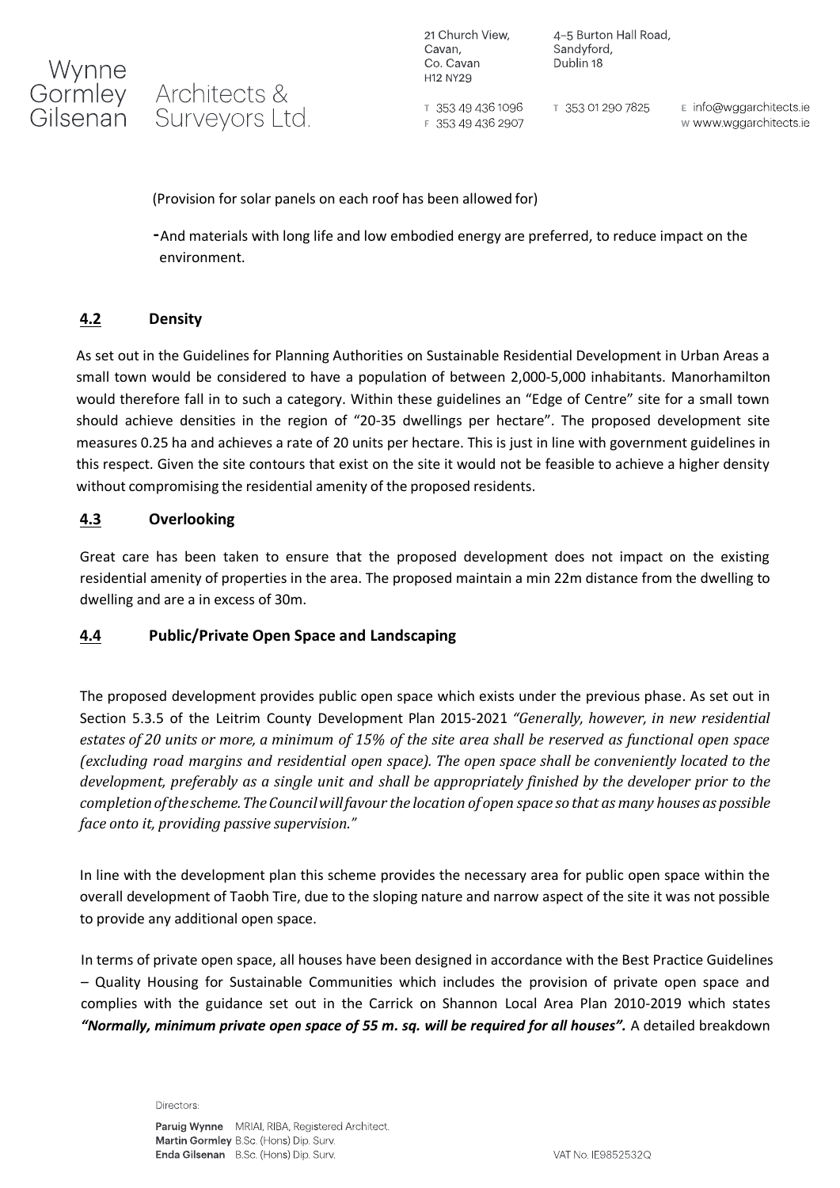(Provision for solar panels on each roof has been allowed for)

-And materials with long life and low embodied energy are preferred, to reduce impact on the environment.

## 4.2 Density

As set out in the Guidelines for Planning Authorities on Sustainable Residential Development in Urban Areas a small town would be considered to have a population of between 2,000-5,000 inhabitants. Manorhamilton would therefore fall in to such a category. Within these guidelines an "Edge of Centre" site for a small town should achieve densities in the region of "20-35 dwellings per hectare". The proposed development site measures 0.25 ha and achieves a rate of 20 units per hectare. This is just in line with government guidelines in this respect. Given the site contours that exist on the site it would not be feasible to achieve a higher density without compromising the residential amenity of the proposed residents.

## 4.3 Overlooking

Great care has been taken to ensure that the proposed development does not impact on the existing residential amenity of properties in the area. The proposed maintain a min 22m distance from the dwelling to dwelling and are a in excess of 30m.

## 4.4 Public/Private Open Space and Landscaping

The proposed development provides public open space which exists under the previous phase. As set out in Section 5.3.5 of the Leitrim County Development Plan 2015-2021 *"Generally, however, in new residential estates of 20 units or more, a minimum of 15% of the site area shall be reserved as functional open space (excluding road margins and residential open space). The open space shall be conveniently located to the development, preferably as a single unit and shall be appropriately finished by the developer prior to the completion of the scheme. The Council will favour the location of open space so that as many houses as possible face onto it, providing passive supervision."*

In line with the development plan this scheme provides the necessary area for public open space within the overall development of Taobh Tire, due to the sloping nature and narrow aspect of the site it was not possible to provide any additional open space.

In terms of private open space, all houses have been designed in accordance with the Best Practice Guidelines – Quality Housing for Sustainable Communities which includes the provision of private open space and complies with the guidance set out in the Carrick on Shannon Local Area Plan 2010-2019 which states ***"Normally, minimum private open space of 55 m. sq. will be required for all houses".*** A detailed breakdown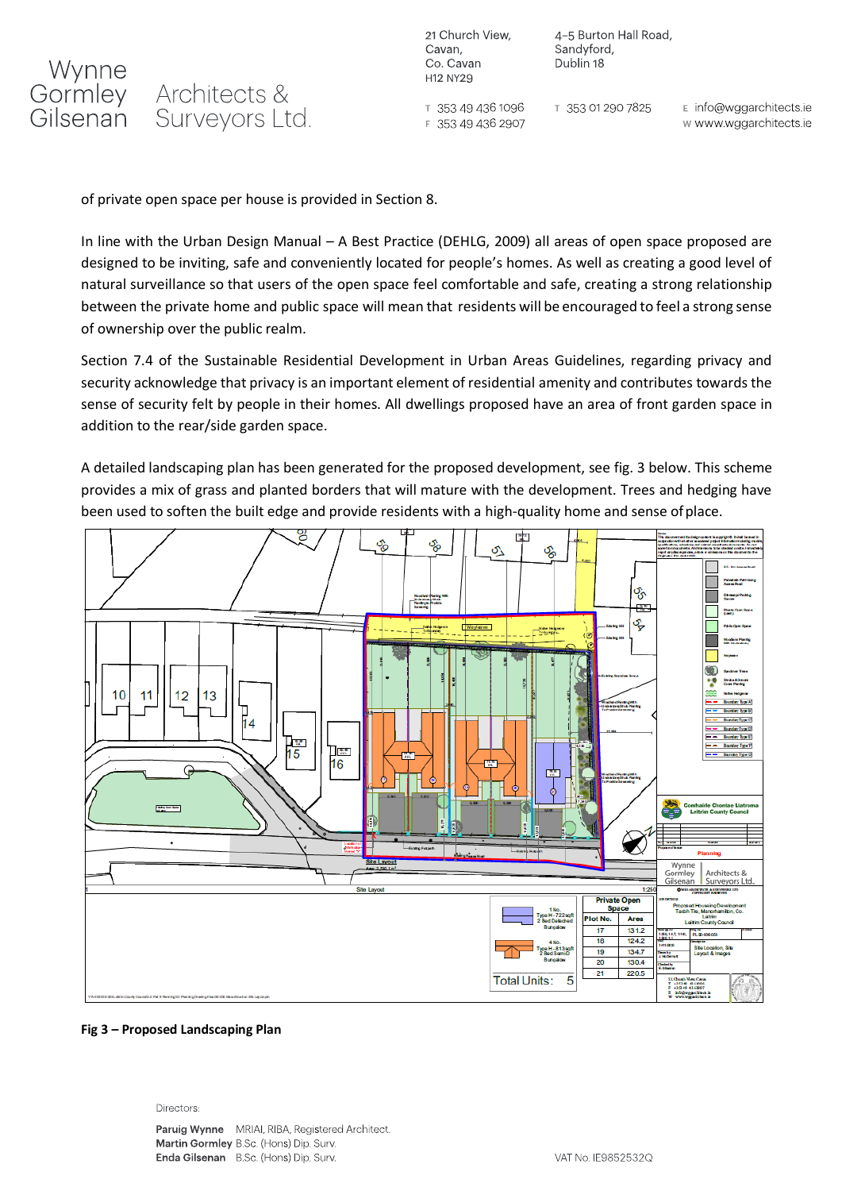of private open space per house is provided in Section 8.

In line with the Urban Design Manual – A Best Practice (DEHLG, 2009) all areas of open space proposed are designed to be inviting, safe and conveniently located for people's homes. As well as creating a good level of natural surveillance so that users of the open space feel comfortable and safe, creating a strong relationship between the private home and public space will mean that residents will be encouraged to feel a strong sense of ownership over the public realm.

Section 7.4 of the Sustainable Residential Development in Urban Areas Guidelines, regarding privacy and security acknowledge that privacy is an important element of residential amenity and contributes towards the sense of security felt by people in their homes. All dwellings proposed have an area of front garden space in addition to the rear/side garden space.

A detailed landscaping plan has been generated for the proposed development, see fig. 3 below. This scheme provides a mix of grass and planted borders that will mature with the development. Trees and hedging have been used to soften the built edge and provide residents with a high-quality home and sense of place.

**Fig 3 – Proposed Landscaping Plan**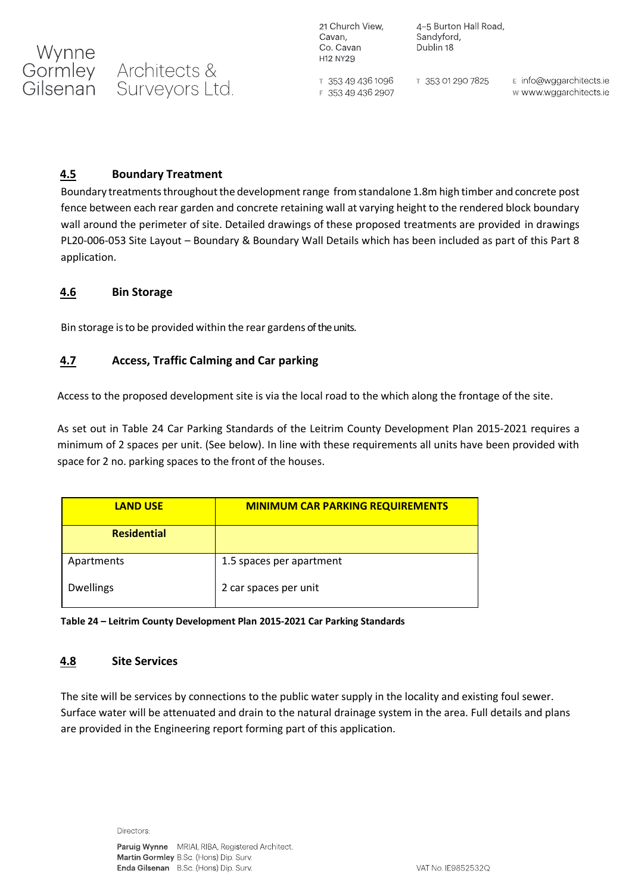## 4.5 Boundary Treatment

Boundary treatments throughout the development range from standalone 1.8m high timber and concrete post fence between each rear garden and concrete retaining wall at varying height to the rendered block boundary wall around the perimeter of site. Detailed drawings of these proposed treatments are provided in drawings PL20-006-053 Site Layout – Boundary & Boundary Wall Details which has been included as part of this Part 8 application.

## 4.6 Bin Storage

Bin storage is to be provided within the rear gardens of the units.

## 4.7 Access, Traffic Calming and Car parking

Access to the proposed development site is via the local road to the which along the frontage of the site.

As set out in Table 24 Car Parking Standards of the Leitrim County Development Plan 2015-2021 requires a minimum of 2 spaces per unit. (See below). In line with these requirements all units have been provided with space for 2 no. parking spaces to the front of the houses.

| LAND USE | MINIMUM CAR PARKING REQUIREMENTS |
|---|---|
| **Residential** | |
| Apartments | 1.5 spaces per apartment |
| Dwellings | 2 car spaces per unit |

**Table 24 – Leitrim County Development Plan 2015-2021 Car Parking Standards**

## 4.8 Site Services

The site will be services by connections to the public water supply in the locality and existing foul sewer. Surface water will be attenuated and drain to the natural drainage system in the area. Full details and plans are provided in the Engineering report forming part of this application.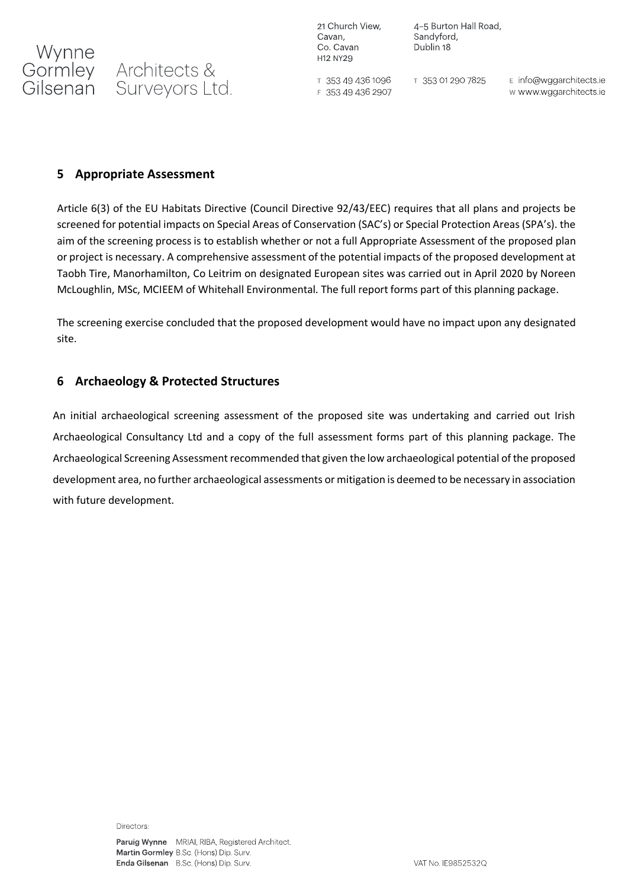## 5 Appropriate Assessment

Article 6(3) of the EU Habitats Directive (Council Directive 92/43/EEC) requires that all plans and projects be screened for potential impacts on Special Areas of Conservation (SAC's) or Special Protection Areas (SPA's). the aim of the screening process is to establish whether or not a full Appropriate Assessment of the proposed plan or project is necessary. A comprehensive assessment of the potential impacts of the proposed development at Taobh Tire, Manorhamilton, Co Leitrim on designated European sites was carried out in April 2020 by Noreen McLoughlin, MSc, MCIEEM of Whitehall Environmental. The full report forms part of this planning package.

The screening exercise concluded that the proposed development would have no impact upon any designated site.

## 6 Archaeology & Protected Structures

An initial archaeological screening assessment of the proposed site was undertaking and carried out Irish Archaeological Consultancy Ltd and a copy of the full assessment forms part of this planning package. The Archaeological Screening Assessment recommended that given the low archaeological potential of the proposed development area, no further archaeological assessments or mitigation is deemed to be necessary in association with future development.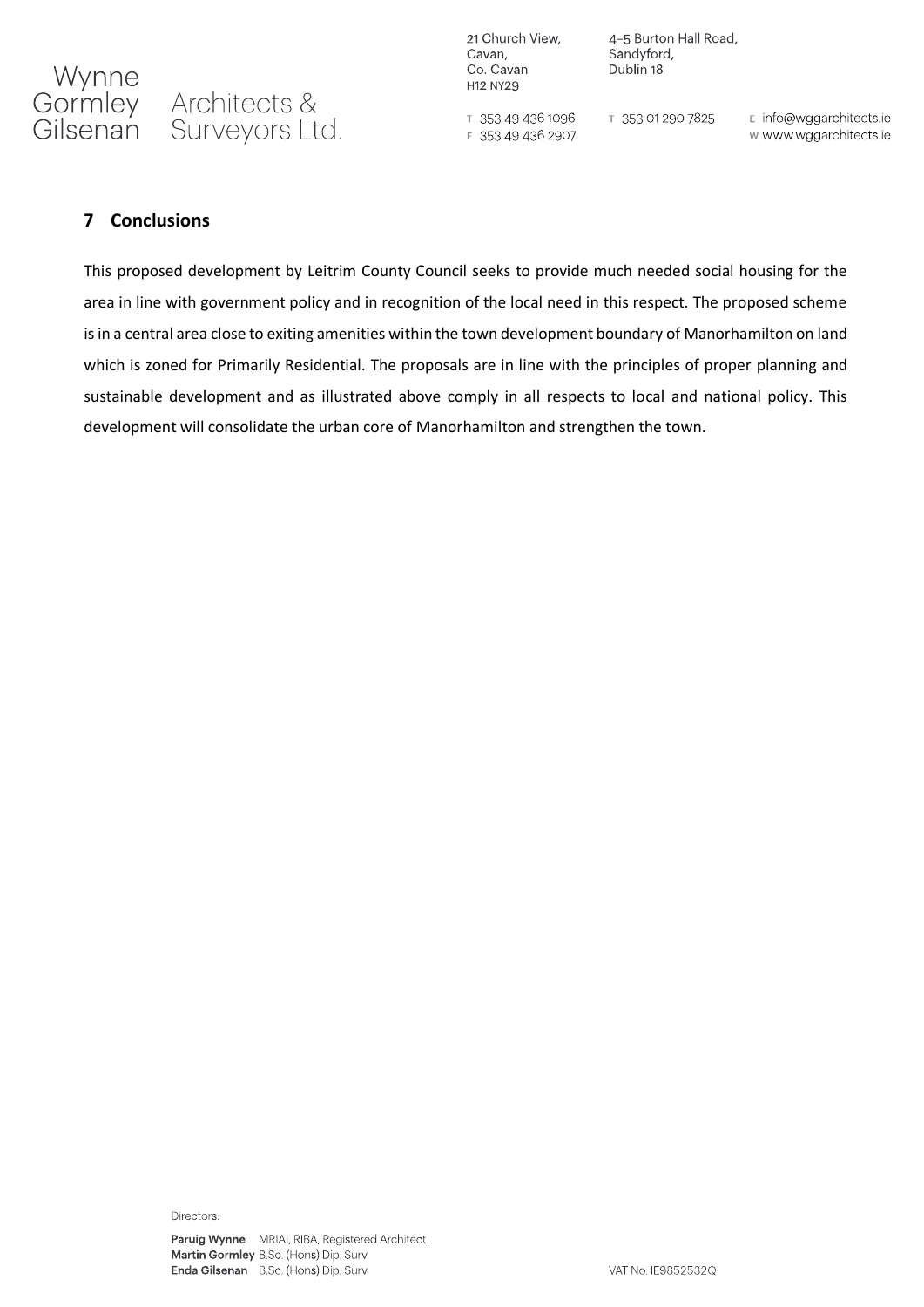## 7 Conclusions

This proposed development by Leitrim County Council seeks to provide much needed social housing for the area in line with government policy and in recognition of the local need in this respect. The proposed scheme is in a central area close to exiting amenities within the town development boundary of Manorhamilton on land which is zoned for Primarily Residential. The proposals are in line with the principles of proper planning and sustainable development and as illustrated above comply in all respects to local and national policy. This development will consolidate the urban core of Manorhamilton and strengthen the town.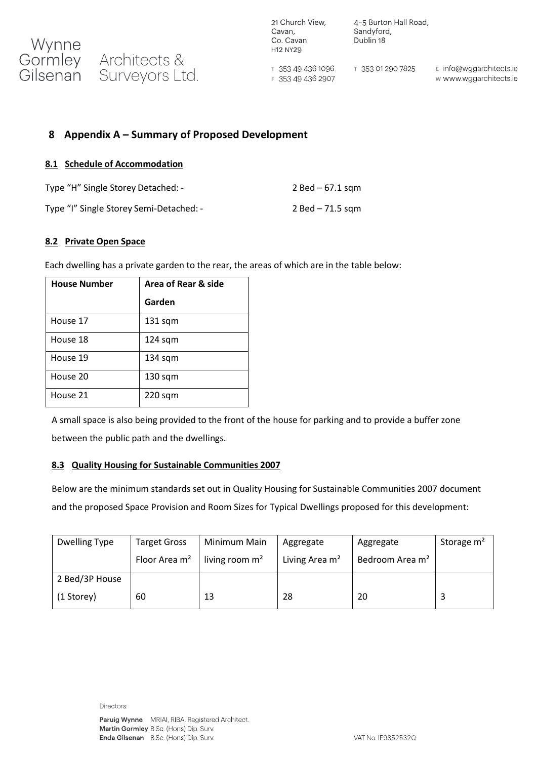## 8 Appendix A – Summary of Proposed Development

### 8.1 Schedule of Accommodation

Type "H" Single Storey Detached: - 2 Bed – 67.1 sqm

Type "I" Single Storey Semi-Detached: - 2 Bed – 71.5 sqm

### 8.2 Private Open Space

Each dwelling has a private garden to the rear, the areas of which are in the table below:

| House Number | Area of Rear & side Garden |
|---|---|
| House 17 | 131 sqm |
| House 18 | 124 sqm |
| House 19 | 134 sqm |
| House 20 | 130 sqm |
| House 21 | 220 sqm |

A small space is also being provided to the front of the house for parking and to provide a buffer zone between the public path and the dwellings.

### 8.3 Quality Housing for Sustainable Communities 2007

Below are the minimum standards set out in Quality Housing for Sustainable Communities 2007 document and the proposed Space Provision and Room Sizes for Typical Dwellings proposed for this development:

| Dwelling Type | Target Gross Floor Area m² | Minimum Main living room m² | Aggregate Living Area m² | Aggregate Bedroom Area m² | Storage m² |
|---|---|---|---|---|---|
| 2 Bed/3P House (1 Storey) | 60 | 13 | 28 | 20 | 3 |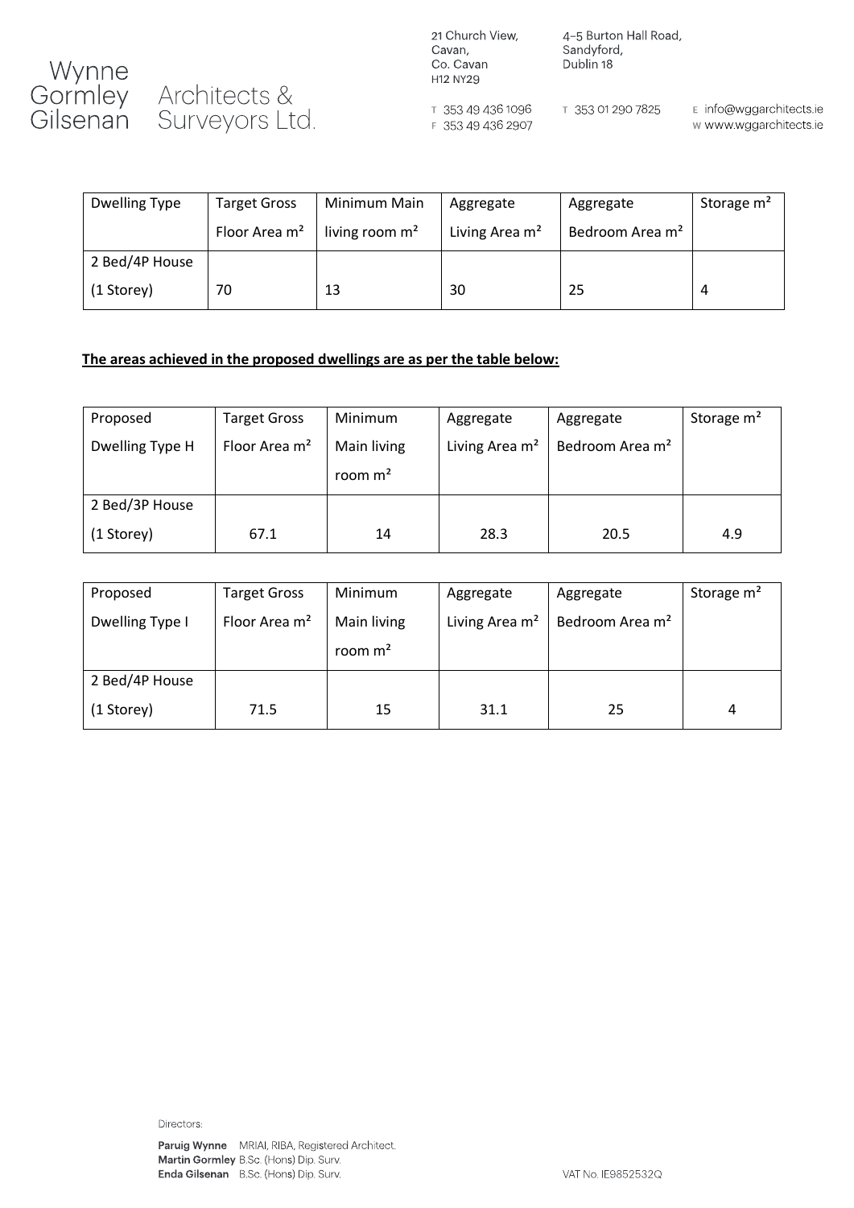| Dwelling Type | Target Gross Floor Area m² | Minimum Main living room m² | Aggregate Living Area m² | Aggregate Bedroom Area m² | Storage m² |
|---|---|---|---|---|---|
| 2 Bed/4P House (1 Storey) | 70 | 13 | 30 | 25 | 4 |

**The areas achieved in the proposed dwellings are as per the table below:**

| Proposed Dwelling Type H | Target Gross Floor Area m² | Minimum Main living room m² | Aggregate Living Area m² | Aggregate Bedroom Area m² | Storage m² |
|---|---|---|---|---|---|
| 2 Bed/3P House (1 Storey) | 67.1 | 14 | 28.3 | 20.5 | 4.9 |

| Proposed Dwelling Type I | Target Gross Floor Area m² | Minimum Main living room m² | Aggregate Living Area m² | Aggregate Bedroom Area m² | Storage m² |
|---|---|---|---|---|---|
| 2 Bed/4P House (1 Storey) | 71.5 | 15 | 31.1 | 25 | 4 |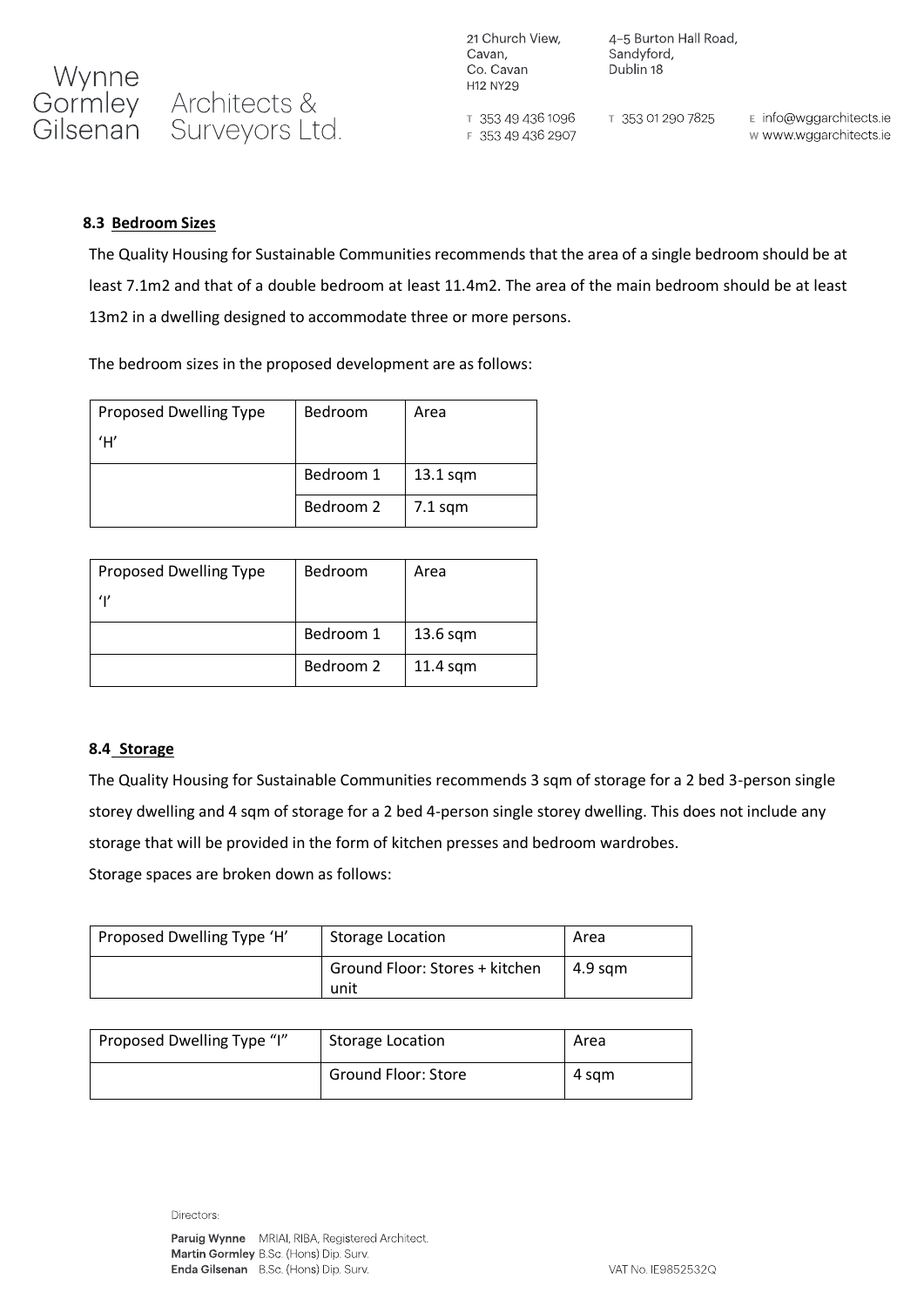### 8.3 Bedroom Sizes

The Quality Housing for Sustainable Communities recommends that the area of a single bedroom should be at least 7.1m2 and that of a double bedroom at least 11.4m2. The area of the main bedroom should be at least 13m2 in a dwelling designed to accommodate three or more persons.

The bedroom sizes in the proposed development are as follows:

| Proposed Dwelling Type 'H' | Bedroom | Area |
|---|---|---|
| | Bedroom 1 | 13.1 sqm |
| | Bedroom 2 | 7.1 sqm |

| Proposed Dwelling Type 'I' | Bedroom | Area |
|---|---|---|
| | Bedroom 1 | 13.6 sqm |
| | Bedroom 2 | 11.4 sqm |

### 8.4 Storage

The Quality Housing for Sustainable Communities recommends 3 sqm of storage for a 2 bed 3-person single storey dwelling and 4 sqm of storage for a 2 bed 4-person single storey dwelling. This does not include any storage that will be provided in the form of kitchen presses and bedroom wardrobes.

Storage spaces are broken down as follows:

| Proposed Dwelling Type 'H' | Storage Location | Area |
|---|---|---|
| | Ground Floor: Stores + kitchen unit | 4.9 sqm |

| Proposed Dwelling Type "I" | Storage Location | Area |
|---|---|---|
| | Ground Floor: Store | 4 sqm |